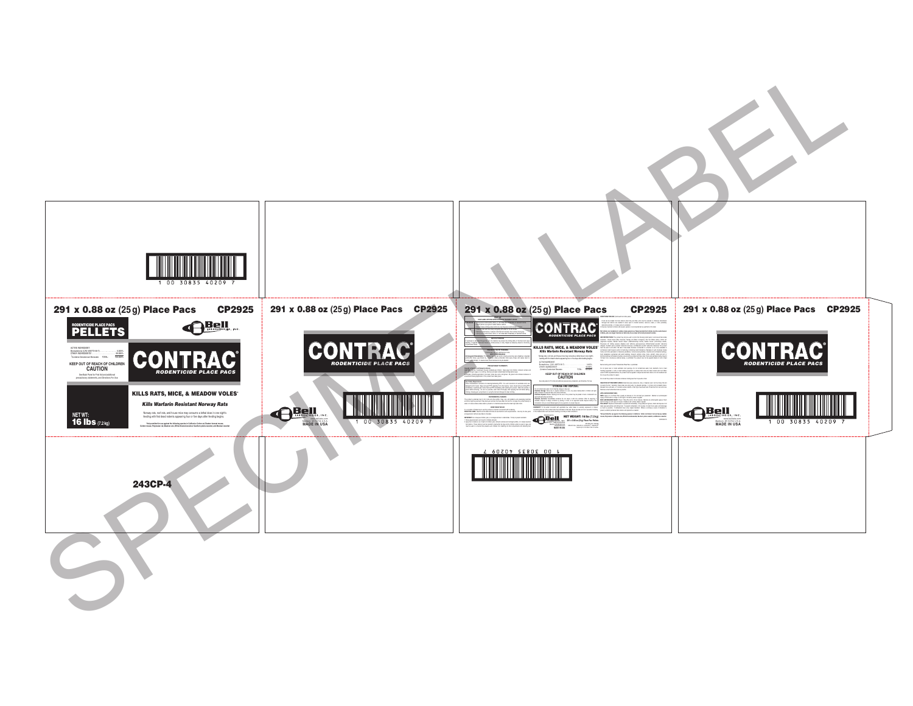1 00 30835 40209 7

291 x 0.88 oz (25g) Place Pacs CP2925

RODENTICIDE PLACE PACS
**PELLETS**

Bell LABORATORIES, INC.

ACTIVE INGREDIENT:
Bromadiolone (CAS #28772-56-7) .......... 0.005%
OTHER INGREDIENTS* .......... 99.995%
*Contains Denatonium Benzoate TOTAL 100.000%

**KEEP OUT OF REACH OF CHILDREN**
**CAUTION**

See Back Panel for First Aid and additional precautionary statements, and Directions For Use

# CONTRAC®
RODENTICIDE PLACE PACS

**KILLS RATS, MICE, & MEADOW VOLES***

***Kills Warfarin Resistant Norway Rats***

Norway rats, roof rats, and house mice may consume a lethal dose in one night's feeding with first dead rodents appearing four or five days after feeding begins.

*Not permitted for use against the following species in California: Golden rat, Eastern harvest mouse, Cotton mouse, Polynesian rat, Meadow vole, White-footed mouse, Southern plains woodrat, and Western woodrat

**NET WT:**
**16 lbs** (7.2 kg)

243CP-4

291 x 0.88 oz (25g) Place Pacs CP2925

# CONTRAC®
RODENTICIDE PLACE PACS

Bell LABORATORIES, INC.
www.belllabs.com
Madison, WI 53704 U.S.A.
MADE IN USA

1 00 30835 40209 7

291 x 0.88 oz (25g) Place Pacs CP2925

# CONTRAC®
RODENTICIDE PLACE PACS

**KILLS RATS, MICE, & MEADOW VOLES***

***Kills Warfarin Resistant Norway Rats***

ACTIVE INGREDIENT:
Bromadiolone (CAS #28772-56-7) .......... 0.005%
OTHER INGREDIENTS* .......... 99.995%
*Contains Denatonium Benzoate TOTAL 100.000%

**KEEP OUT OF REACH OF CHILDREN**
**CAUTION**

**STORAGE AND DISPOSAL**

Bell LABORATORIES, INC.

**NET WEIGHT: 16 lbs (7.2 kg)**
291 x 0.88 oz (25g) Place Pacs Pellets

1 00 30835 40209 7

291 x 0.88 oz (25g) Place Pacs CP2925

# CONTRAC®
RODENTICIDE PLACE PACS

Bell LABORATORIES, INC.
www.belllabs.com
Madison, WI 53704 U.S.A.
MADE IN USA

1 00 30835 40209 7

SPECIMEN LABEL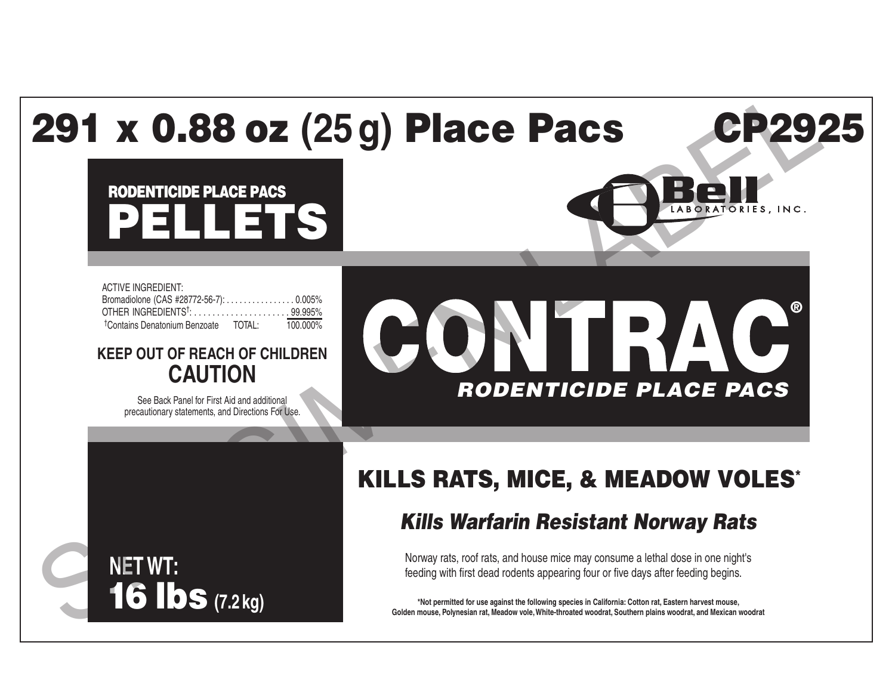# 291 x 0.88 oz (25 g) Place Pacs CP2925

**RODENTICIDE PLACE PACS**

# PELLETS

**Bell** LABORATORIES, INC.

ACTIVE INGREDIENT:
Bromadiolone (CAS #28772-56-7): . . . . . . . . . . . . . . . . 0.005%
OTHER INGREDIENTS†: . . . . . . . . . . . . . . . . . . . . . 99.995%
†Contains Denatonium Benzoate TOTAL: 100.000%

**KEEP OUT OF REACH OF CHILDREN**
**CAUTION**

See Back Panel for First Aid and additional precautionary statements, and Directions For Use.

# CONTRAC®

***RODENTICIDE PLACE PACS***

## KILLS RATS, MICE, & MEADOW VOLES*

***Kills Warfarin Resistant Norway Rats***

Norway rats, roof rats, and house mice may consume a lethal dose in one night's feeding with first dead rodents appearing four or five days after feeding begins.

**NET WT: 16 lbs (7.2 kg)**

***Not permitted for use against the following species in California: Cotton rat, Eastern harvest mouse, Golden mouse, Polynesian rat, Meadow vole, White-throated woodrat, Southern plains woodrat, and Mexican woodrat**

SPECIMEN LABEL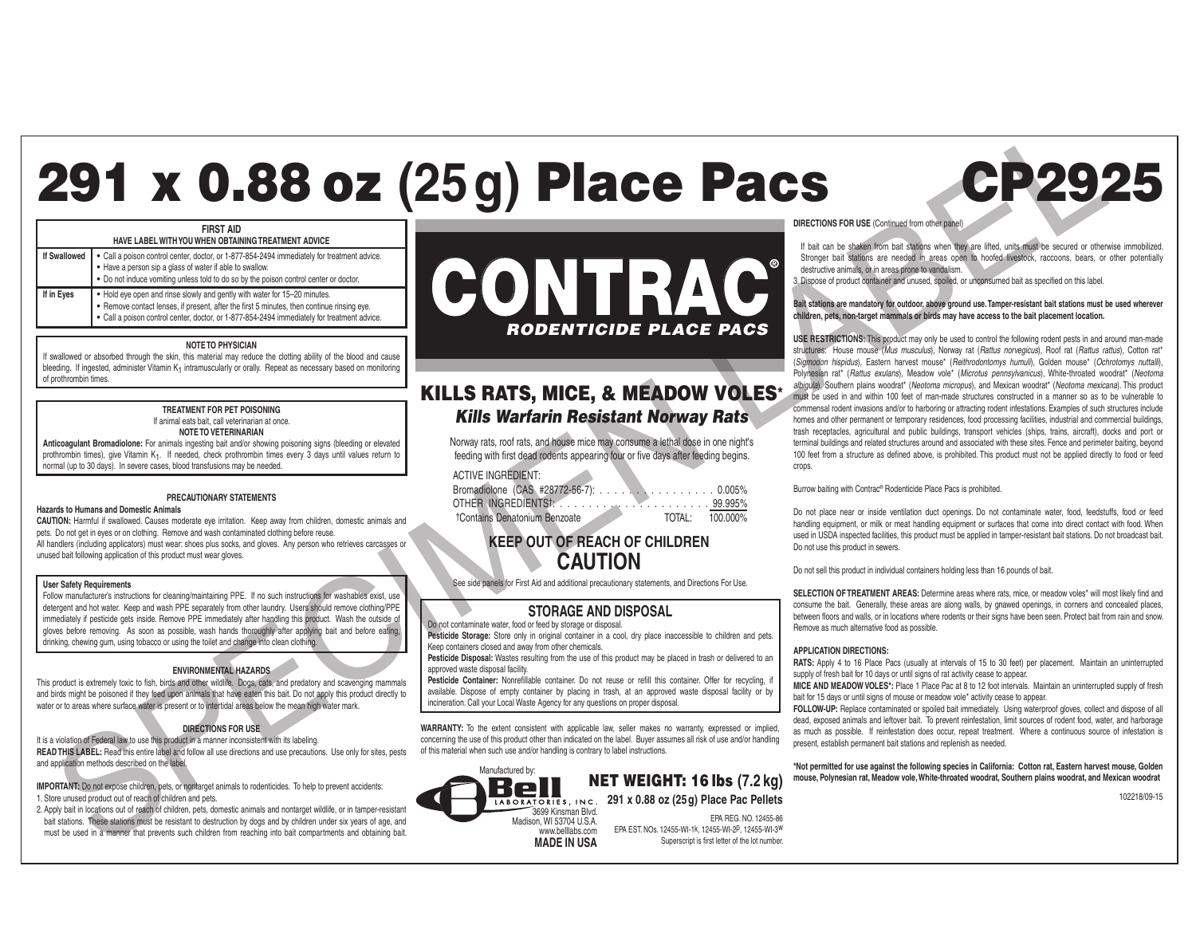# 291 x 0.88 oz (25 g) Place Pacs CP2925

## FIRST AID

**HAVE LABEL WITH YOU WHEN OBTAINING TREATMENT ADVICE**

| | |
|---|---|
| **If Swallowed** | • Call a poison control center, doctor, or 1-877-854-2494 immediately for treatment advice. • Have a person sip a glass of water if able to swallow. • Do not induce vomiting unless told to do so by the poison control center or doctor. |
| **If in Eyes** | • Hold eye open and rinse slowly and gently with water for 15–20 minutes. • Remove contact lenses, if present, after the first 5 minutes, then continue rinsing eye. • Call a poison control center, doctor, or 1-877-854-2494 immediately for treatment advice. |

### NOTE TO PHYSICIAN

If swallowed or absorbed through the skin, this material may reduce the clotting ability of the blood and cause bleeding. If ingested, administer Vitamin $K_1$ intramuscularly or orally. Repeat as necessary based on monitoring of prothrombin times.

### TREATMENT FOR PET POISONING

If animal eats bait, call veterinarian at once.

**NOTE TO VETERINARIAN**

**Anticoagulant Bromadiolone:** For animals ingesting bait and/or showing poisoning signs (bleeding or elevated prothrombin times), give Vitamin $K_1$. If needed, check prothrombin times every 3 days until values return to normal (up to 30 days). In severe cases, blood transfusions may be needed.

### PRECAUTIONARY STATEMENTS

**Hazards to Humans and Domestic Animals**

**CAUTION:** Harmful if swallowed. Causes moderate eye irritation. Keep away from children, domestic animals and pets. Do not get in eyes or on clothing. Remove and wash contaminated clothing before reuse.

All handlers (including applicators) must wear: shoes plus socks, and gloves. Any person who retrieves carcasses or unused bait following application of this product must wear gloves.

**User Safety Requirements**

Follow manufacturer's instructions for cleaning/maintaining PPE. If no such instructions for washables exist, use detergent and hot water. Keep and wash PPE separately from other laundry. Users should remove clothing/PPE immediately if pesticide gets inside. Remove PPE immediately after handling this product. Wash the outside of gloves before removing. As soon as possible, wash hands thoroughly after applying bait and before eating, drinking, chewing gum, using tobacco or using the toilet and change into clean clothing.

### ENVIRONMENTAL HAZARDS

This product is extremely toxic to fish, birds and other wildlife. Dogs, cats, and predatory and scavenging mammals and birds might be poisoned if they feed upon animals that have eaten this bait. Do not apply this product directly to water or to areas where surface water is present or to intertidal areas below the mean high water mark.

### DIRECTIONS FOR USE

It is a violation of Federal law to use this product in a manner inconsistent with its labeling.

**READ THIS LABEL:** Read this entire label and follow all use directions and use precautions. Use only for sites, pests and application methods described on the label.

**IMPORTANT:** Do not expose children, pets, or nontarget animals to rodenticides. To help to prevent accidents:

1. Store unused product out of reach of children and pets.
2. Apply bait in locations out of reach of children, pets, domestic animals and nontarget wildlife, or in tamper-resistant bait stations. These stations must be resistant to destruction by dogs and by children under six years of age, and must be used in a manner that prevents such children from reaching into bait compartments and obtaining bait.

# CONTRAC®

***RODENTICIDE PLACE PACS***

## KILLS RATS, MICE, & MEADOW VOLES*

***Kills Warfarin Resistant Norway Rats***

Norway rats, roof rats, and house mice may consume a lethal dose in one night's feeding with first dead rodents appearing four or five days after feeding begins.

| ACTIVE INGREDIENT: | |
|---|---|
| Bromadiolone (CAS #28772-56-7): | 0.005% |
| OTHER INGREDIENTS†: | 99.995% |
| †Contains Denatonium Benzoate TOTAL: | 100.000% |

## KEEP OUT OF REACH OF CHILDREN

## CAUTION

See side panels for First Aid and additional precautionary statements, and Directions For Use.

### STORAGE AND DISPOSAL

Do not contaminate water, food or feed by storage or disposal.

**Pesticide Storage:** Store only in original container in a cool, dry place inaccessible to children and pets. Keep containers closed and away from other chemicals.

**Pesticide Disposal:** Wastes resulting from the use of this product may be placed in trash or delivered to an approved waste disposal facility.

**Pesticide Container:** Nonrefillable container. Do not reuse or refill this container. Offer for recycling, if available. Dispose of empty container by placing in trash, at an approved waste disposal facility or by incineration. Call your Local Waste Agency for any questions on proper disposal.

**WARRANTY:** To the extent consistent with applicable law, seller makes no warranty, expressed or implied, concerning the use of this product other than indicated on the label. Buyer assumes all risk of use and/or handling of this material when such use and/or handling is contrary to label instructions.

Manufactured by:
Bell Laboratories, Inc.
3699 Kinsman Blvd.
Madison, WI 53704 U.S.A.
www.belllabs.com
**MADE IN USA**

**NET WEIGHT: 16 lbs (7.2 kg)**

**291 x 0.88 oz (25 g) Place Pac Pellets**

EPA REG. NO. 12455-86
EPA EST. NOs. 12455-WI-1[K], 12455-WI-2[P], 12455-WI-3[W]
Superscript is first letter of the lot number.

**DIRECTIONS FOR USE** (Continued from other panel)

If bait can be shaken from bait stations when they are lifted, units must be secured or otherwise immobilized. Stronger bait stations are needed in areas open to hoofed livestock, raccoons, bears, or other potentially destructive animals, or in areas prone to vandalism.

3. Dispose of product container and unused, spoiled, or unconsumed bait as specified on this label.

**Bait stations are mandatory for outdoor, above ground use. Tamper-resistant bait stations must be used wherever children, pets, non-target mammals or birds may have access to the bait placement location.**

**USE RESTRICTIONS:** This product may only be used to control the following rodent pests in and around man-made structures: House mouse (*Mus musculus*), Norway rat (*Rattus norvegicus*), Roof rat (*Rattus rattus*), Cotton rat* (*Sigmodon hispidus*), Eastern harvest mouse* (*Reithrodontomys humuli*), Golden mouse* (*Ochrotomys nuttalli*), Polynesian rat* (*Rattus exulans*), Meadow vole* (*Microtus pennsylvanicus*), White-throated woodrat* (*Neotoma albigula*), Southern plains woodrat* (*Neotoma micropus*), and Mexican woodrat* (*Neotoma mexicana*). This product must be used in and within 100 feet of man-made structures constructed in a manner so as to be vulnerable to commensal rodent invasions and/or to harboring or attracting rodent infestations. Examples of such structures include homes and other permanent or temporary residences, food processing facilities, industrial and commercial buildings, trash receptacles, agricultural and public buildings, transport vehicles (ships, trains, aircraft), docks and port or terminal buildings and related structures around and associated with these sites. Fence and perimeter baiting, beyond 100 feet from a structure as defined above, is prohibited. This product must not be applied directly to food or feed crops.

Burrow baiting with Contrac® Rodenticide Place Pacs is prohibited.

Do not place near or inside ventilation duct openings. Do not contaminate water, food, feedstuffs, food or feed handling equipment, or milk or meat handling equipment or surfaces that come into direct contact with food. When used in USDA inspected facilities, this product must be applied in tamper-resistant bait stations. Do not broadcast bait. Do not use this product in sewers.

Do not sell this product in individual containers holding less than 16 pounds of bait.

**SELECTION OF TREATMENT AREAS:** Determine areas where rats, mice, or meadow voles* will most likely find and consume the bait. Generally, these areas are along walls, by gnawed openings, in corners and concealed places, between floors and walls, or in locations where rodents or their signs have been seen. Protect bait from rain and snow. Remove as much alternative food as possible.

**APPLICATION DIRECTIONS:**

**RATS:** Apply 4 to 16 Place Pacs (usually at intervals of 15 to 30 feet) per placement. Maintain an uninterrupted supply of fresh bait for 10 days or until signs of rat activity cease to appear.

**MICE AND MEADOW VOLES*:** Place 1 Place Pac at 8 to 12 foot intervals. Maintain an uninterrupted supply of fresh bait for 15 days or until signs of mouse or meadow vole* activity cease to appear.

**FOLLOW-UP:** Replace contaminated or spoiled bait immediately. Using waterproof gloves, collect and dispose of all dead, exposed animals and leftover bait. To prevent reinfestation, limit sources of rodent food, water, and harborage as much as possible. If reinfestation does occur, repeat treatment. Where a continuous source of infestation is present, establish permanent bait stations and replenish as needed.

**\*Not permitted for use against the following species in California: Cotton rat, Eastern harvest mouse, Golden mouse, Polynesian rat, Meadow vole, White-throated woodrat, Southern plains woodrat, and Mexican woodrat**

102218/09-15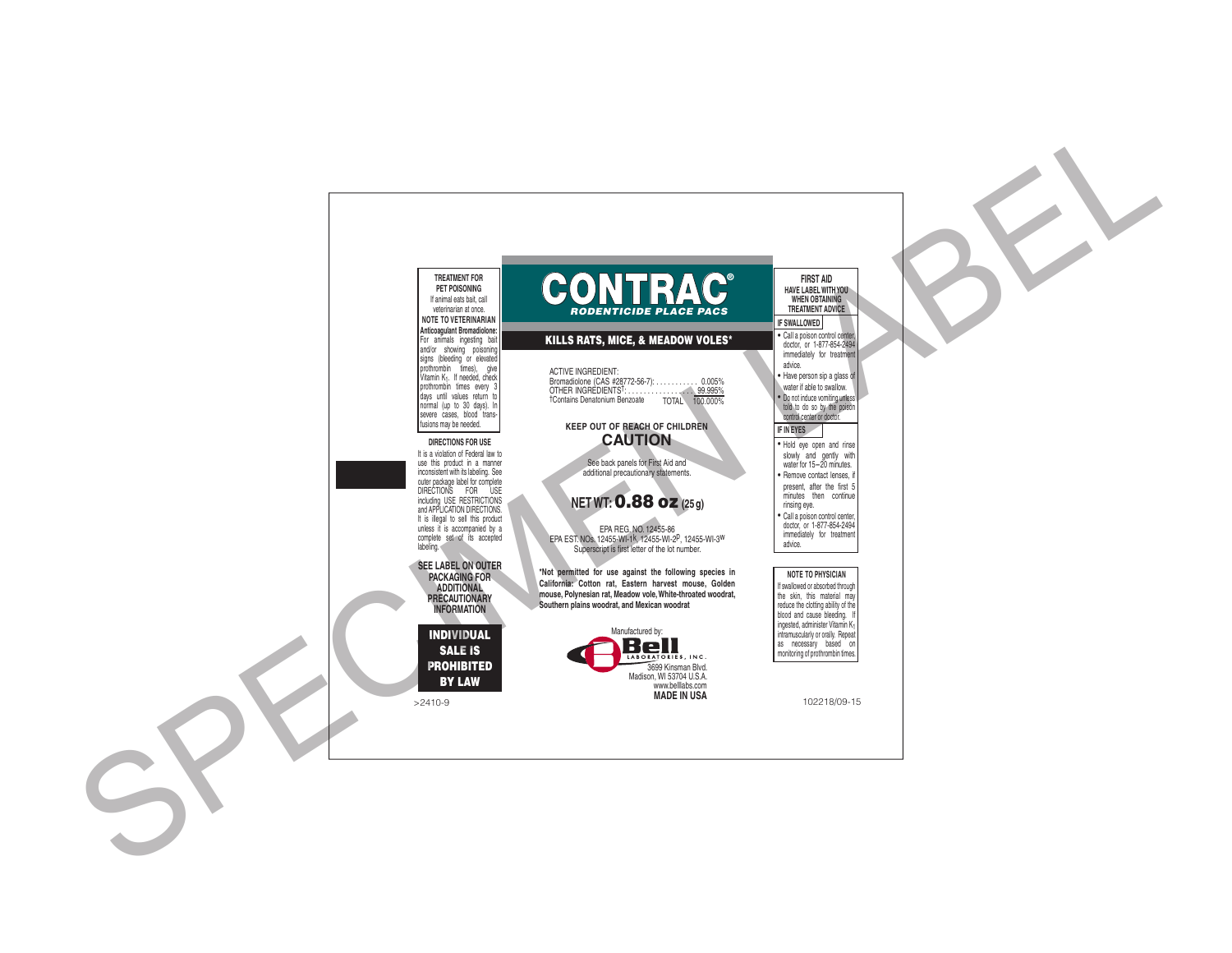**TREATMENT FOR PET POISONING**
If animal eats bait, call veterinarian at once.

**NOTE TO VETERINARIAN**
**Anticoagulant Bromadiolone:** For animals ingesting bait and/or showing poisoning signs (bleeding or elevated prothrombin times), give Vitamin $K_1$. If needed, check prothrombin times every 3 days until values return to normal (up to 30 days). In severe cases, blood transfusions may be needed.

**DIRECTIONS FOR USE**
It is a violation of Federal law to use this product in a manner inconsistent with its labeling. See outer package label for complete DIRECTIONS FOR USE including USE RESTRICTIONS and APPLICATION DIRECTIONS. It is illegal to sell this product unless it is accompanied by a complete set of its accepted labeling.

**SEE LABEL ON OUTER PACKAGING FOR ADDITIONAL PRECAUTIONARY INFORMATION**

**INDIVIDUAL SALE IS PROHIBITED BY LAW**

>2410-9

# CONTRAC®
***RODENTICIDE PLACE PACS***

**KILLS RATS, MICE, & MEADOW VOLES***

ACTIVE INGREDIENT:
Bromadiolone (CAS #28772-56-7): ............ 0.005%
OTHER INGREDIENTS†: ................. 99.995%
†Contains Denatonium Benzoate TOTAL 100.000%

**KEEP OUT OF REACH OF CHILDREN**
## CAUTION

See back panels for First Aid and additional precautionary statements.

**NET WT: 0.88 oz (25 g)**

EPA REG. NO. 12455-86
EPA EST. NOs. 12455-WI-1[K], 12455-WI-2[P], 12455-WI-3[W]
Superscript is first letter of the lot number.

***Not permitted for use against the following species in California: Cotton rat, Eastern harvest mouse, Golden mouse, Polynesian rat, Meadow vole, White-throated woodrat, Southern plains woodrat, and Mexican woodrat**

Manufactured by:
Bell LABORATORIES, INC.
3699 Kinsman Blvd.
Madison, WI 53704 U.S.A.
www.belllabs.com
**MADE IN USA**

**FIRST AID**
**HAVE LABEL WITH YOU WHEN OBTAINING TREATMENT ADVICE**

**IF SWALLOWED**
- Call a poison control center, doctor, or 1-877-854-2494 immediately for treatment advice.
- Have person sip a glass of water if able to swallow.
- Do not induce vomiting unless told to do so by the poison control center or doctor.

**IF IN EYES**
- Hold eye open and rinse slowly and gently with water for 15–20 minutes.
- Remove contact lenses, if present, after the first 5 minutes then continue rinsing eye.
- Call a poison control center, doctor, or 1-877-854-2494 immediately for treatment advice.

**NOTE TO PHYSICIAN**
If swallowed or absorbed through the skin, this material may reduce the clotting ability of the blood and cause bleeding. If ingested, administer Vitamin $K_1$ intramuscularly or orally. Repeat as necessary based on monitoring of prothrombin times.

102218/09-15

SPECIMEN LABEL